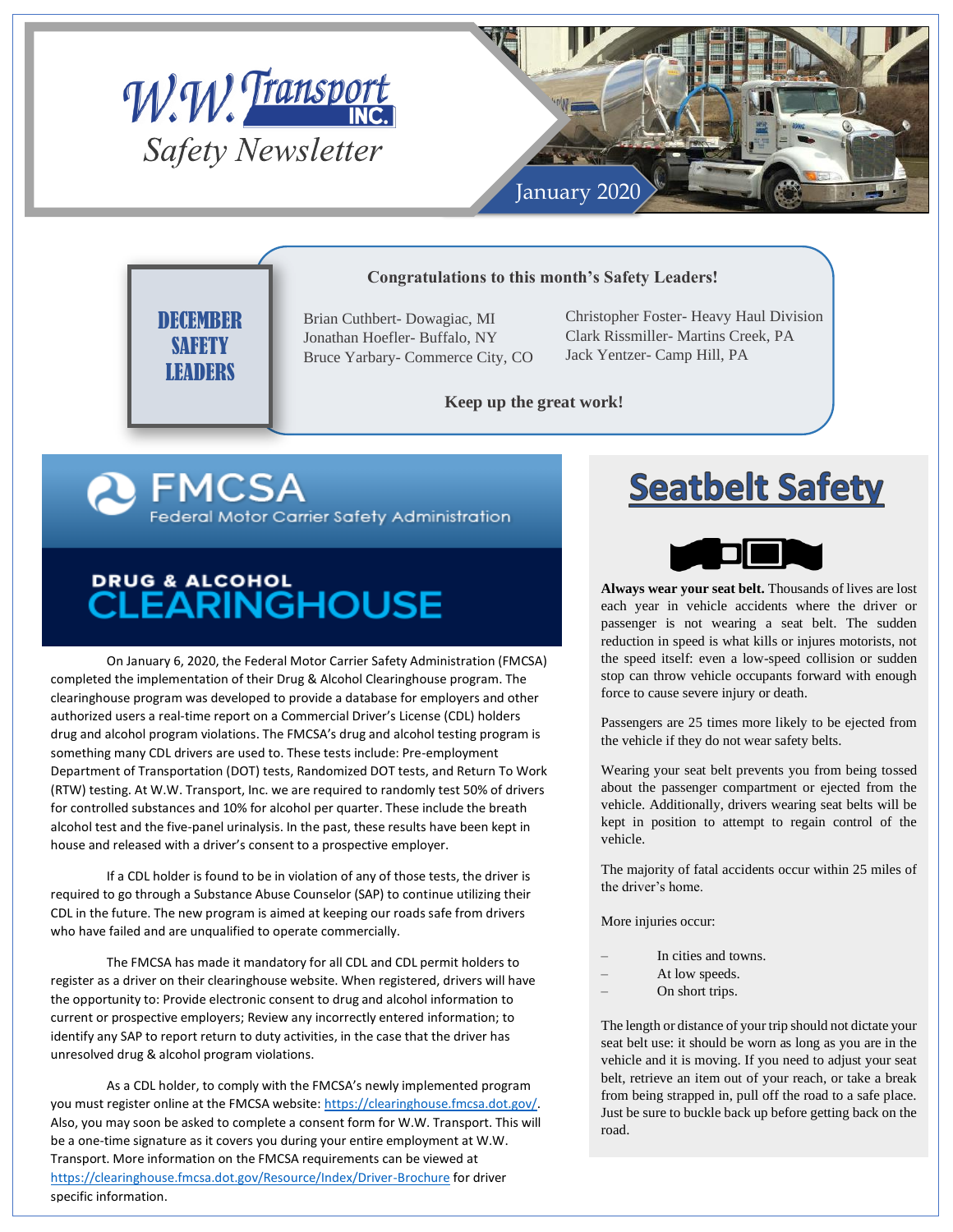# W.W. Transport INC.

*Safety Newsletter*

January 2020

## DECEMBER SAFETY LEADERS

**Congratulations to this month's Safety Leaders!**

Brian Cuthbert- Dowagiac, MI
Jonathan Hoefler- Buffalo, NY
Bruce Yarbary- Commerce City, CO
Christopher Foster- Heavy Haul Division
Clark Rissmiller- Martins Creek, PA
Jack Yentzer- Camp Hill, PA

**Keep up the great work!**

## FMCSA

Federal Motor Carrier Safety Administration

## DRUG & ALCOHOL CLEARINGHOUSE

On January 6, 2020, the Federal Motor Carrier Safety Administration (FMCSA) completed the implementation of their Drug & Alcohol Clearinghouse program. The clearinghouse program was developed to provide a database for employers and other authorized users a real-time report on a Commercial Driver's License (CDL) holders drug and alcohol program violations. The FMCSA's drug and alcohol testing program is something many CDL drivers are used to. These tests include: Pre-employment Department of Transportation (DOT) tests, Randomized DOT tests, and Return To Work (RTW) testing. At W.W. Transport, Inc. we are required to randomly test 50% of drivers for controlled substances and 10% for alcohol per quarter. These include the breath alcohol test and the five-panel urinalysis. In the past, these results have been kept in house and released with a driver's consent to a prospective employer.

If a CDL holder is found to be in violation of any of those tests, the driver is required to go through a Substance Abuse Counselor (SAP) to continue utilizing their CDL in the future. The new program is aimed at keeping our roads safe from drivers who have failed and are unqualified to operate commercially.

The FMCSA has made it mandatory for all CDL and CDL permit holders to register as a driver on their clearinghouse website. When registered, drivers will have the opportunity to: Provide electronic consent to drug and alcohol information to current or prospective employers; Review any incorrectly entered information; to identify any SAP to report return to duty activities, in the case that the driver has unresolved drug & alcohol program violations.

As a CDL holder, to comply with the FMCSA's newly implemented program you must register online at the FMCSA website: https://clearinghouse.fmcsa.dot.gov/. Also, you may soon be asked to complete a consent form for W.W. Transport. This will be a one-time signature as it covers you during your entire employment at W.W. Transport. More information on the FMCSA requirements can be viewed at https://clearinghouse.fmcsa.dot.gov/Resource/Index/Driver-Brochure for driver specific information.

## Seatbelt Safety

**Always wear your seat belt.** Thousands of lives are lost each year in vehicle accidents where the driver or passenger is not wearing a seat belt. The sudden reduction in speed is what kills or injures motorists, not the speed itself: even a low-speed collision or sudden stop can throw vehicle occupants forward with enough force to cause severe injury or death.

Passengers are 25 times more likely to be ejected from the vehicle if they do not wear safety belts.

Wearing your seat belt prevents you from being tossed about the passenger compartment or ejected from the vehicle. Additionally, drivers wearing seat belts will be kept in position to attempt to regain control of the vehicle.

The majority of fatal accidents occur within 25 miles of the driver's home.

More injuries occur:

- In cities and towns.
- At low speeds.
- On short trips.

The length or distance of your trip should not dictate your seat belt use: it should be worn as long as you are in the vehicle and it is moving. If you need to adjust your seat belt, retrieve an item out of your reach, or take a break from being strapped in, pull off the road to a safe place. Just be sure to buckle back up before getting back on the road.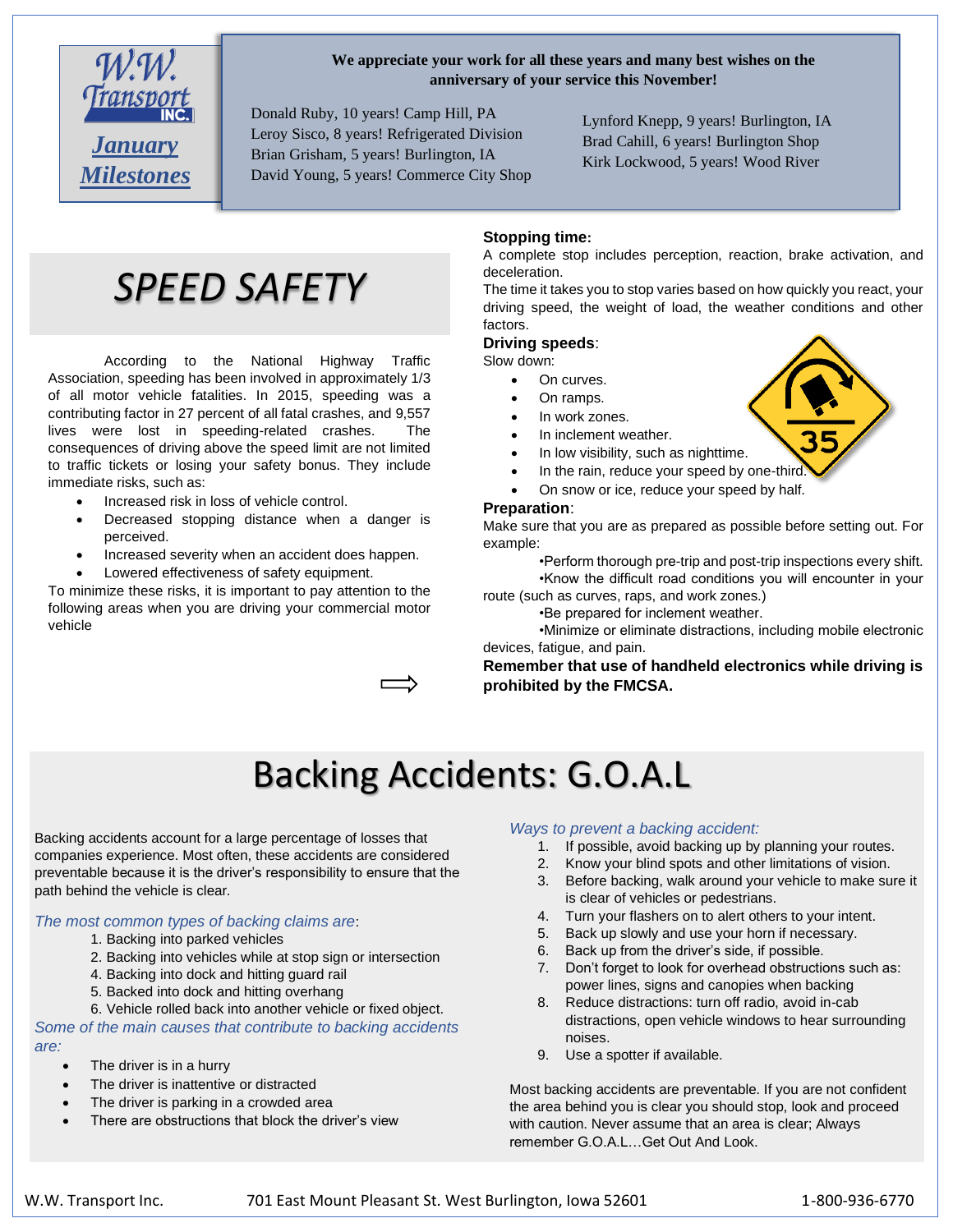W.W. Transport INC.

## *January Milestones*

**We appreciate your work for all these years and many best wishes on the anniversary of your service this November!**

Donald Ruby, 10 years! Camp Hill, PA
Leroy Sisco, 8 years! Refrigerated Division
Brian Grisham, 5 years! Burlington, IA
David Young, 5 years! Commerce City Shop
Lynford Knepp, 9 years! Burlington, IA
Brad Cahill, 6 years! Burlington Shop
Kirk Lockwood, 5 years! Wood River

# *SPEED SAFETY*

According to the National Highway Traffic Association, speeding has been involved in approximately 1/3 of all motor vehicle fatalities. In 2015, speeding was a contributing factor in 27 percent of all fatal crashes, and 9,557 lives were lost in speeding-related crashes. The consequences of driving above the speed limit are not limited to traffic tickets or losing your safety bonus. They include immediate risks, such as:

- Increased risk in loss of vehicle control.
- Decreased stopping distance when a danger is perceived.
- Increased severity when an accident does happen.
- Lowered effectiveness of safety equipment.

To minimize these risks, it is important to pay attention to the following areas when you are driving your commercial motor vehicle

⇨

**Stopping time:**
A complete stop includes perception, reaction, brake activation, and deceleration.
The time it takes you to stop varies based on how quickly you react, your driving speed, the weight of load, the weather conditions and other factors.

**Driving speeds**:
Slow down:

- On curves.
- On ramps.
- In work zones.
- In inclement weather.
- In low visibility, such as nighttime.
- In the rain, reduce your speed by one-third.
- On snow or ice, reduce your speed by half.

**Preparation**:
Make sure that you are as prepared as possible before setting out. For example:

•Perform thorough pre-trip and post-trip inspections every shift.
•Know the difficult road conditions you will encounter in your route (such as curves, raps, and work zones.)
•Be prepared for inclement weather.
•Minimize or eliminate distractions, including mobile electronic devices, fatigue, and pain.

**Remember that use of handheld electronics while driving is prohibited by the FMCSA.**

# Backing Accidents: G.O.A.L

Backing accidents account for a large percentage of losses that companies experience. Most often, these accidents are considered preventable because it is the driver's responsibility to ensure that the path behind the vehicle is clear.

*The most common types of backing claims are*:

1. Backing into parked vehicles
2. Backing into vehicles while at stop sign or intersection
4. Backing into dock and hitting guard rail
5. Backed into dock and hitting overhang
6. Vehicle rolled back into another vehicle or fixed object.

*Some of the main causes that contribute to backing accidents are:*

- The driver is in a hurry
- The driver is inattentive or distracted
- The driver is parking in a crowded area
- There are obstructions that block the driver's view

*Ways to prevent a backing accident:*

1. If possible, avoid backing up by planning your routes.
2. Know your blind spots and other limitations of vision.
3. Before backing, walk around your vehicle to make sure it is clear of vehicles or pedestrians.
4. Turn your flashers on to alert others to your intent.
5. Back up slowly and use your horn if necessary.
6. Back up from the driver's side, if possible.
7. Don't forget to look for overhead obstructions such as: power lines, signs and canopies when backing
8. Reduce distractions: turn off radio, avoid in-cab distractions, open vehicle windows to hear surrounding noises.
9. Use a spotter if available.

Most backing accidents are preventable. If you are not confident the area behind you is clear you should stop, look and proceed with caution. Never assume that an area is clear; Always remember G.O.A.L…Get Out And Look.

W.W. Transport Inc. 701 East Mount Pleasant St. West Burlington, Iowa 52601 1-800-936-6770